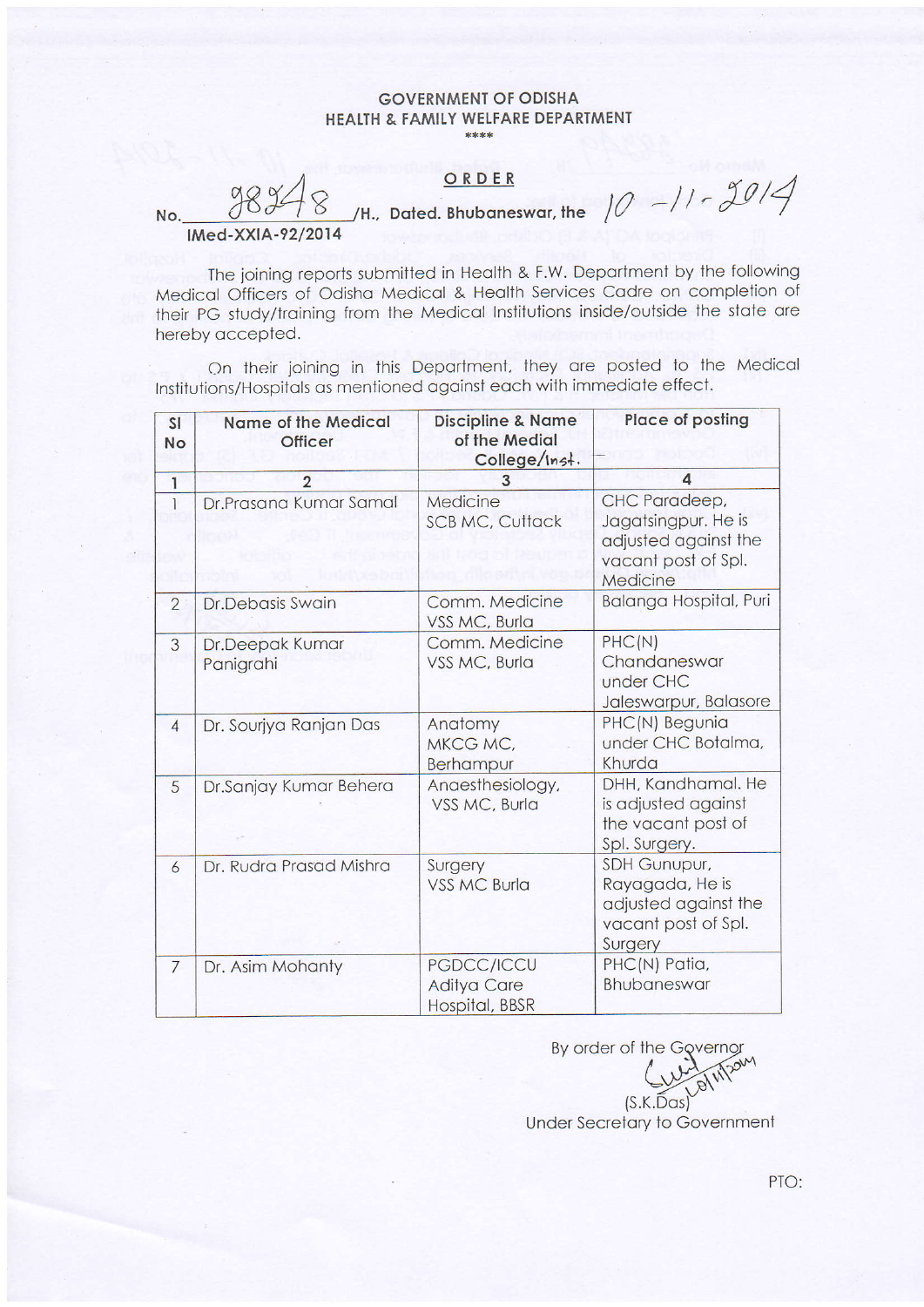# GOVERNMENT OF ODISHA
## HEALTH & FAMILY WELFARE DEPARTMENT

\*\*\*\*

**ORDER**

No. 98248 /H., **Dated. Bhubaneswar, the** 10 -11- 2014
IMed-XXIA-92/2014

The joining reports submitted in Health & F.W. Department by the following Medical Officers of Odisha Medical & Health Services Cadre on completion of their PG study/training from the Medical Institutions inside/outside the state are hereby accepted.

On their joining in this Department, they are posted to the Medical Institutions/Hospitals as mentioned against each with immediate effect.

| Sl No | Name of the Medical Officer | Discipline & Name of the Medial College/Inst. | Place of posting |
|---|---|---|---|
| 1 | 2 | 3 | 4 |
| 1 | Dr.Prasana Kumar Samal | Medicine SCB MC, Cuttack | CHC Paradeep, Jagatsingpur. He is adjusted against the vacant post of Spl. Medicine |
| 2 | Dr.Debasis Swain | Comm. Medicine VSS MC, Burla | Balanga Hospital, Puri |
| 3 | Dr.Deepak Kumar Panigrahi | Comm. Medicine VSS MC, Burla | PHC(N) Chandaneswar under CHC Jaleswarpur, Balasore |
| 4 | Dr. Sourjya Ranjan Das | Anatomy MKCG MC, Berhampur | PHC(N) Begunia under CHC Botalma, Khurda |
| 5 | Dr.Sanjay Kumar Behera | Anaesthesiology, VSS MC, Burla | DHH, Kandhamal. He is adjusted against the vacant post of Spl. Surgery. |
| 6 | Dr. Rudra Prasad Mishra | Surgery VSS MC Burla | SDH Gunupur, Rayagada, He is adjusted against the vacant post of Spl. Surgery |
| 7 | Dr. Asim Mohanty | PGDCC/ICCU Aditya Care Hospital, BBSR | PHC(N) Patia, Bhubaneswar |

By order of the Governor

10/11/2014

(S.K.Das)
Under Secretary to Government

PTO: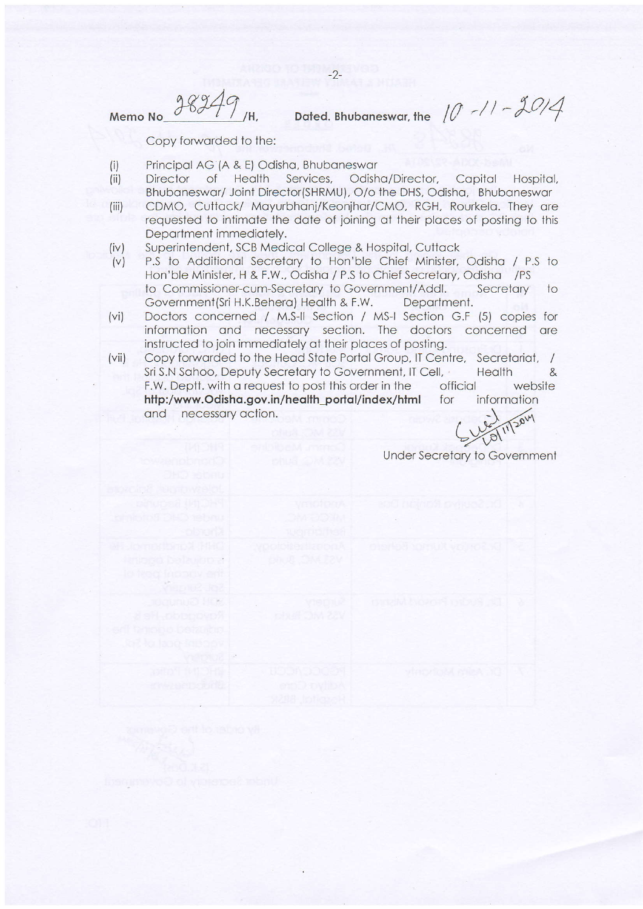Memo No 28249 /H, Dated. Bhubaneswar, the 10-11-2014

Copy forwarded to the:

(i) Principal AG (A & E) Odisha, Bhubaneswar

(ii) Director of Health Services, Odisha/Director, Capital Hospital, Bhubaneswar/ Joint Director(SHRMU), O/o the DHS, Odisha, Bhubaneswar

(iii) CDMO, Cuttack/ Mayurbhanj/Keonjhar/CMO, RGH, Rourkela. They are requested to intimate the date of joining at their places of posting to this Department immediately.

(iv) Superintendent, SCB Medical College & Hospital, Cuttack

(v) P.S to Additional Secretary to Hon'ble Chief Minister, Odisha / P.S to Hon'ble Minister, H & F.W., Odisha / P.S to Chief Secretary, Odisha /PS to Commissioner-cum-Secretary to Government/Addl. Secretary to Government(Sri H.K.Behera) Health & F.W. Department.

(vi) Doctors concerned / M.S-II Section / MS-I Section G.F (5) copies for information and necessary section. The doctors concerned are instructed to join immediately at their places of posting.

(vii) Copy forwarded to the Head State Portal Group, IT Centre, Secretariat, / Sri S.N Sahoo, Deputy Secretary to Government, IT Cell, Health & F.W. Deptt. with a request to post this order in the official website **http:/www.Odisha.gov.in/health_portal/index/html** for information and necessary action.

10/11/2014

Under Secretary to Government